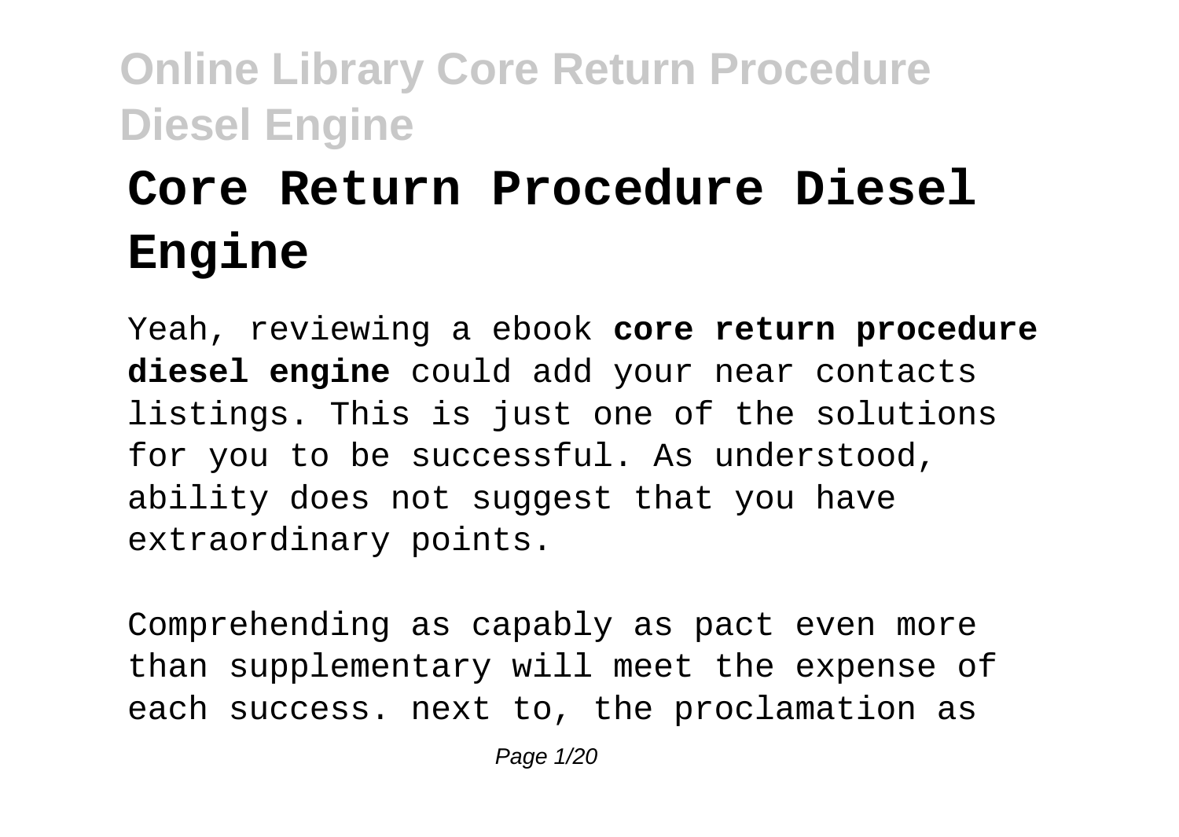# Core Return Procedure Diesel Engine

Yeah, reviewing a ebook **core return procedure diesel engine** could add your near contacts listings. This is just one of the solutions for you to be successful. As understood, ability does not suggest that you have extraordinary points.

Comprehending as capably as pact even more than supplementary will meet the expense of each success. next to, the proclamation as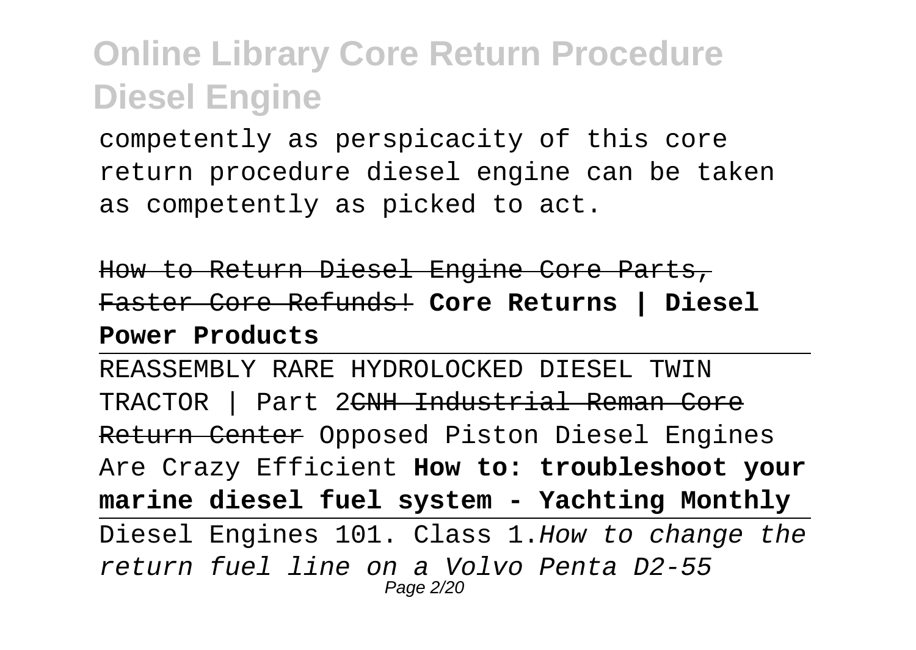competently as perspicacity of this core return procedure diesel engine can be taken as competently as picked to act.

~~How to Return Diesel Engine Core Parts, Faster Core Refunds!~~ **Core Returns | Diesel Power Products**

REASSEMBLY RARE HYDROLOCKED DIESEL TWIN TRACTOR | Part 2~~CNH Industrial Reman Core Return Center~~ Opposed Piston Diesel Engines Are Crazy Efficient **How to: troubleshoot your marine diesel fuel system - Yachting Monthly**

Diesel Engines 101. Class 1.*How to change the return fuel line on a Volvo Penta D2-55*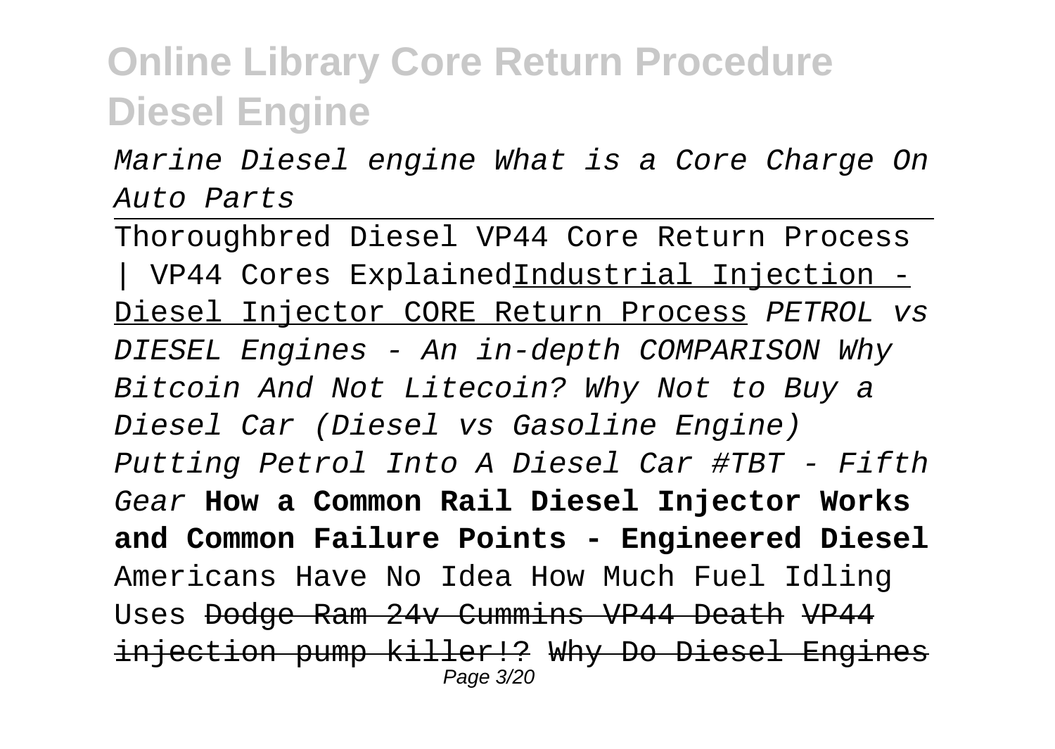*Marine Diesel engine What is a Core Charge On Auto Parts*

Thoroughbred Diesel VP44 Core Return Process | VP44 Cores Explained<u>Industrial Injection - Diesel Injector CORE Return Process</u> *PETROL vs DIESEL Engines - An in-depth COMPARISON Why Bitcoin And Not Litecoin? Why Not to Buy a Diesel Car (Diesel vs Gasoline Engine) Putting Petrol Into A Diesel Car #TBT - Fifth Gear* **How a Common Rail Diesel Injector Works and Common Failure Points - Engineered Diesel** Americans Have No Idea How Much Fuel Idling Uses ~~Dodge Ram 24v Cummins VP44 Death~~ ~~VP44 injection pump killer!?~~ ~~Why Do Diesel Engines~~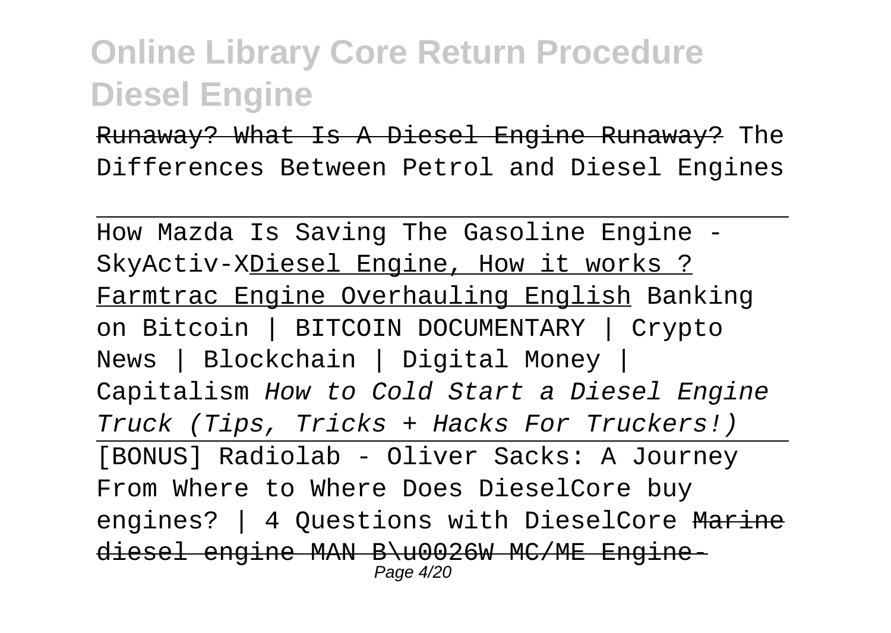~~Runaway? What Is A Diesel Engine Runaway?~~ The Differences Between Petrol and Diesel Engines

---

How Mazda Is Saving The Gasoline Engine - SkyActiv-XDiesel Engine, How it works ? Farmtrac Engine Overhauling English Banking on Bitcoin | BITCOIN DOCUMENTARY | Crypto News | Blockchain | Digital Money | Capitalism *How to Cold Start a Diesel Engine Truck (Tips, Tricks + Hacks For Truckers!)*

---

[BONUS] Radiolab - Oliver Sacks: A Journey From Where to Where Does DieselCore buy engines? | 4 Questions with DieselCore ~~Marine diesel engine MAN B\u0026W MC/ME Engine-~~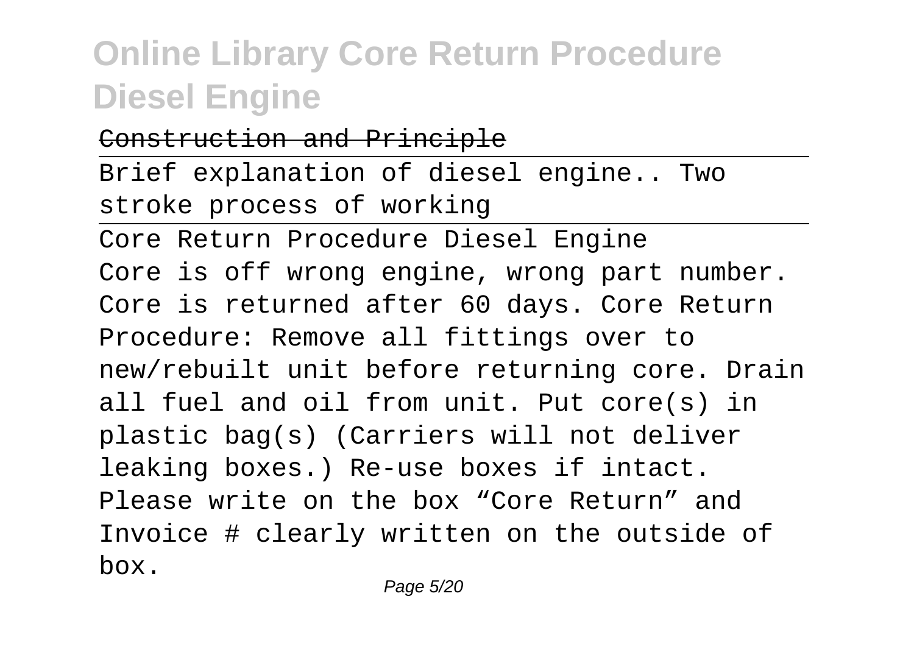Construction and Principle

Brief explanation of diesel engine.. Two stroke process of working

Core Return Procedure Diesel Engine

Core is off wrong engine, wrong part number. Core is returned after 60 days. Core Return Procedure: Remove all fittings over to new/rebuilt unit before returning core. Drain all fuel and oil from unit. Put core(s) in plastic bag(s) (Carriers will not deliver leaking boxes.) Re-use boxes if intact. Please write on the box “Core Return” and Invoice # clearly written on the outside of box.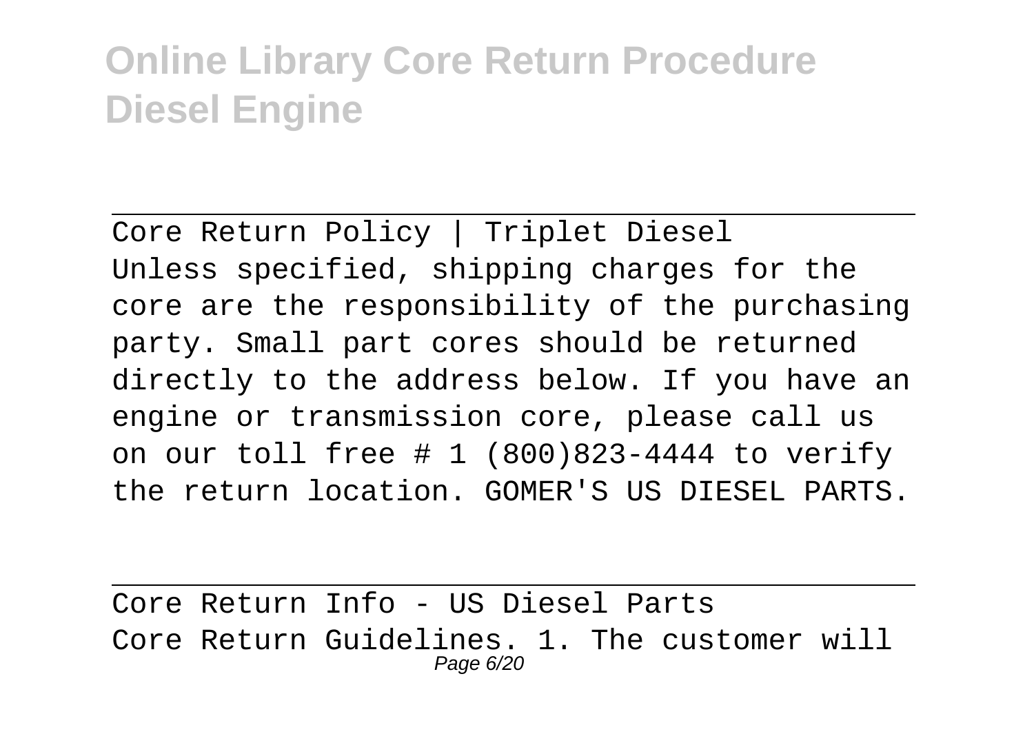Core Return Policy | Triplet Diesel

Unless specified, shipping charges for the core are the responsibility of the purchasing party. Small part cores should be returned directly to the address below. If you have an engine or transmission core, please call us on our toll free # 1 (800)823-4444 to verify the return location. GOMER'S US DIESEL PARTS.

Core Return Info - US Diesel Parts

Core Return Guidelines. 1. The customer will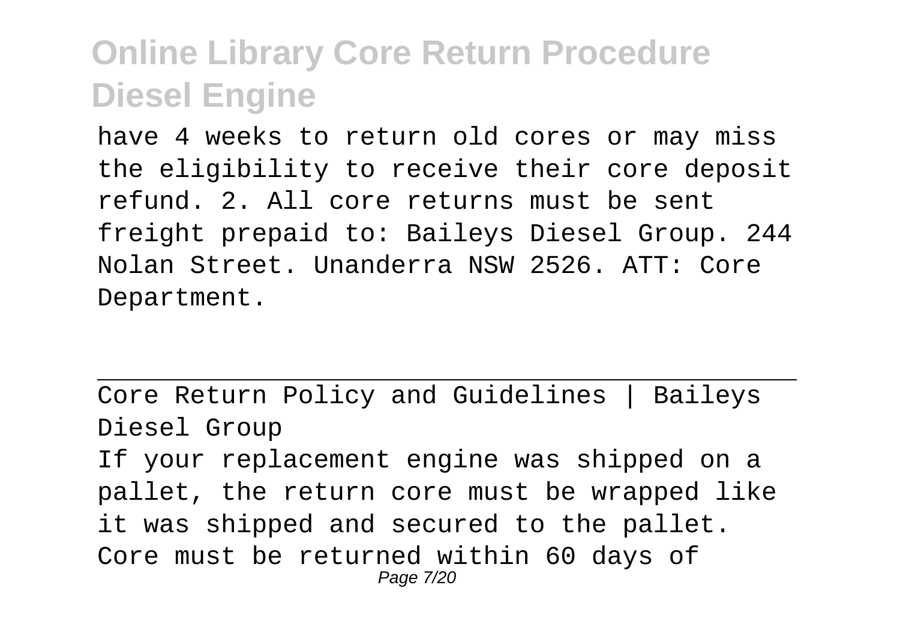have 4 weeks to return old cores or may miss the eligibility to receive their core deposit refund. 2. All core returns must be sent freight prepaid to: Baileys Diesel Group. 244 Nolan Street. Unanderra NSW 2526. ATT: Core Department.

---

Core Return Policy and Guidelines | Baileys Diesel Group

If your replacement engine was shipped on a pallet, the return core must be wrapped like it was shipped and secured to the pallet. Core must be returned within 60 days of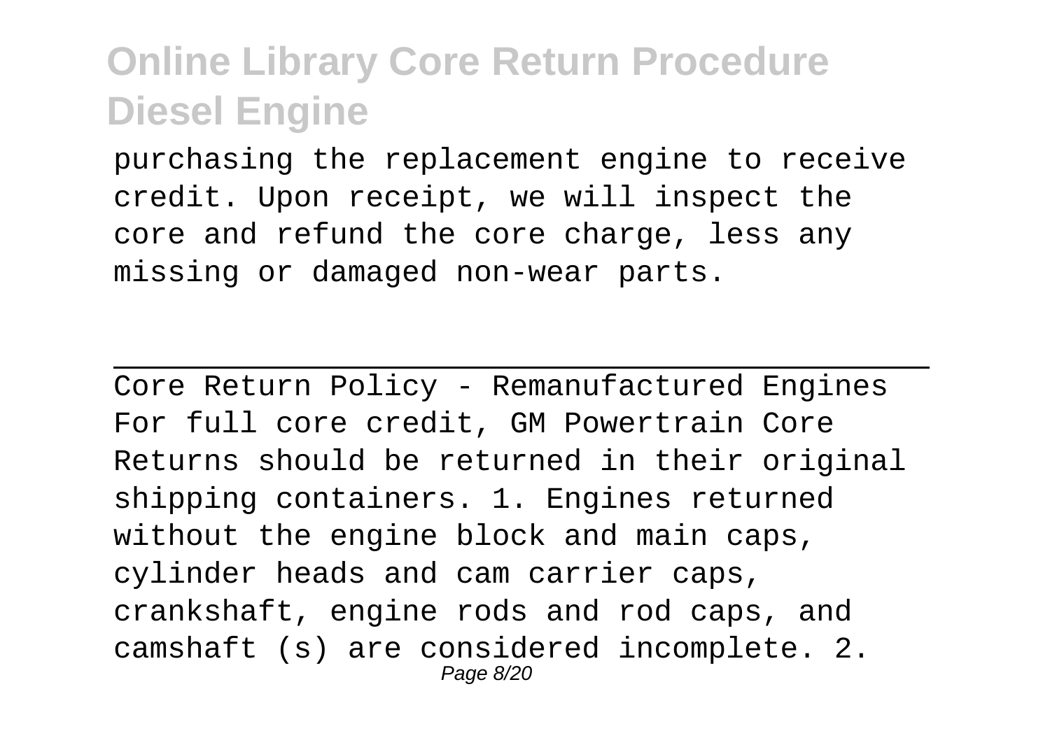purchasing the replacement engine to receive credit. Upon receipt, we will inspect the core and refund the core charge, less any missing or damaged non-wear parts.

---

Core Return Policy - Remanufactured Engines

For full core credit, GM Powertrain Core Returns should be returned in their original shipping containers. 1. Engines returned without the engine block and main caps, cylinder heads and cam carrier caps, crankshaft, engine rods and rod caps, and camshaft (s) are considered incomplete. 2.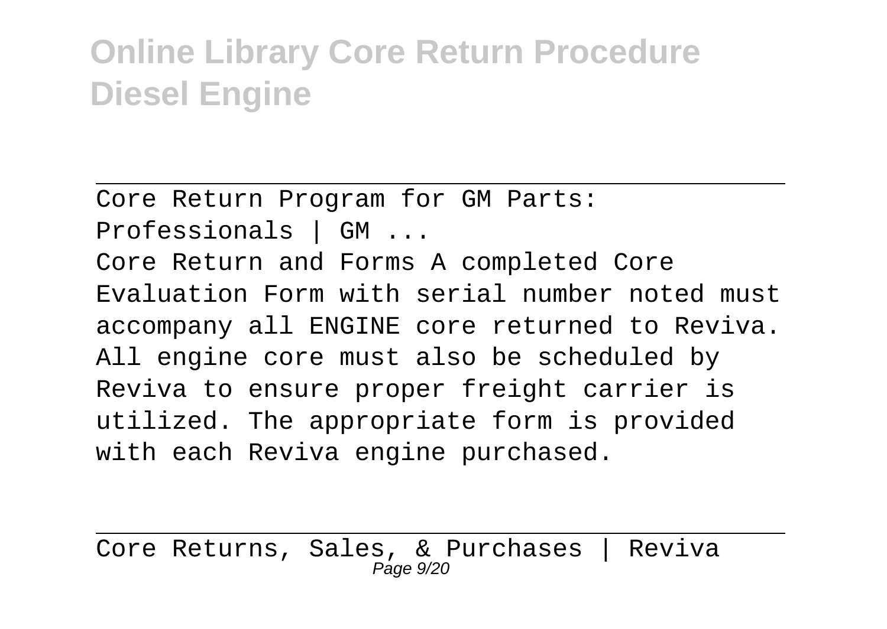Core Return Program for GM Parts: Professionals | GM ...

Core Return and Forms A completed Core Evaluation Form with serial number noted must accompany all ENGINE core returned to Reviva. All engine core must also be scheduled by Reviva to ensure proper freight carrier is utilized. The appropriate form is provided with each Reviva engine purchased.

Core Returns, Sales, & Purchases | Reviva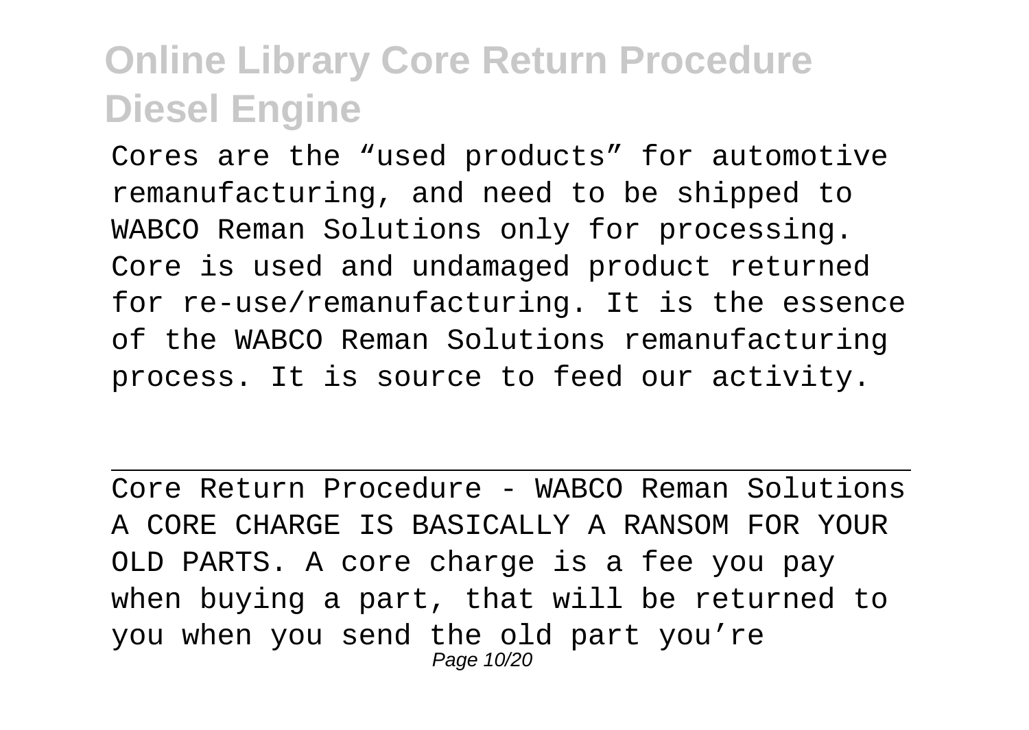Cores are the “used products” for automotive remanufacturing, and need to be shipped to WABCO Reman Solutions only for processing. Core is used and undamaged product returned for re-use/remanufacturing. It is the essence of the WABCO Reman Solutions remanufacturing process. It is source to feed our activity.

Core Return Procedure - WABCO Reman Solutions

A CORE CHARGE IS BASICALLY A RANSOM FOR YOUR OLD PARTS. A core charge is a fee you pay when buying a part, that will be returned to you when you send the old part you’re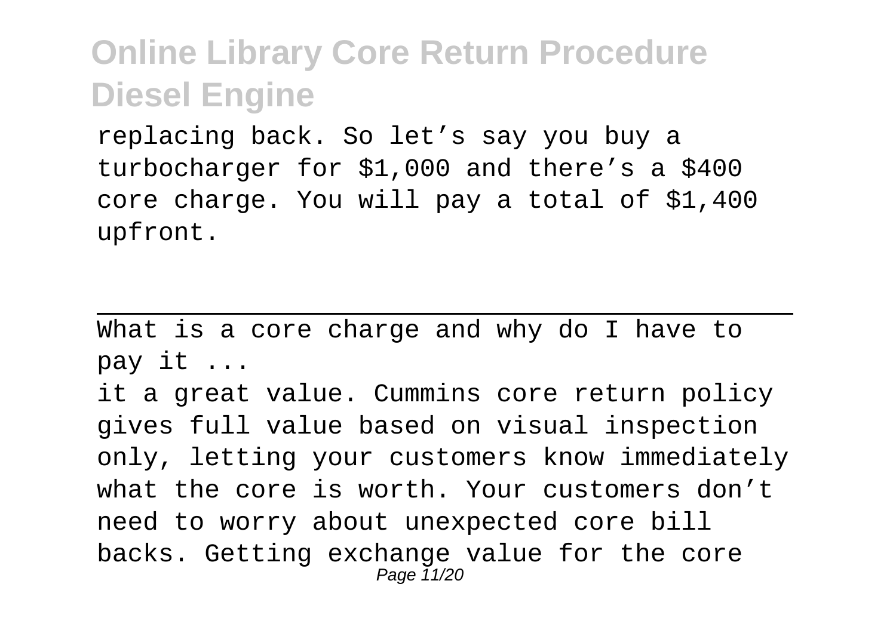replacing back. So let's say you buy a turbocharger for $1,000 and there's a $400 core charge. You will pay a total of $1,400 upfront.

What is a core charge and why do I have to pay it ...

it a great value. Cummins core return policy gives full value based on visual inspection only, letting your customers know immediately what the core is worth. Your customers don't need to worry about unexpected core bill backs. Getting exchange value for the core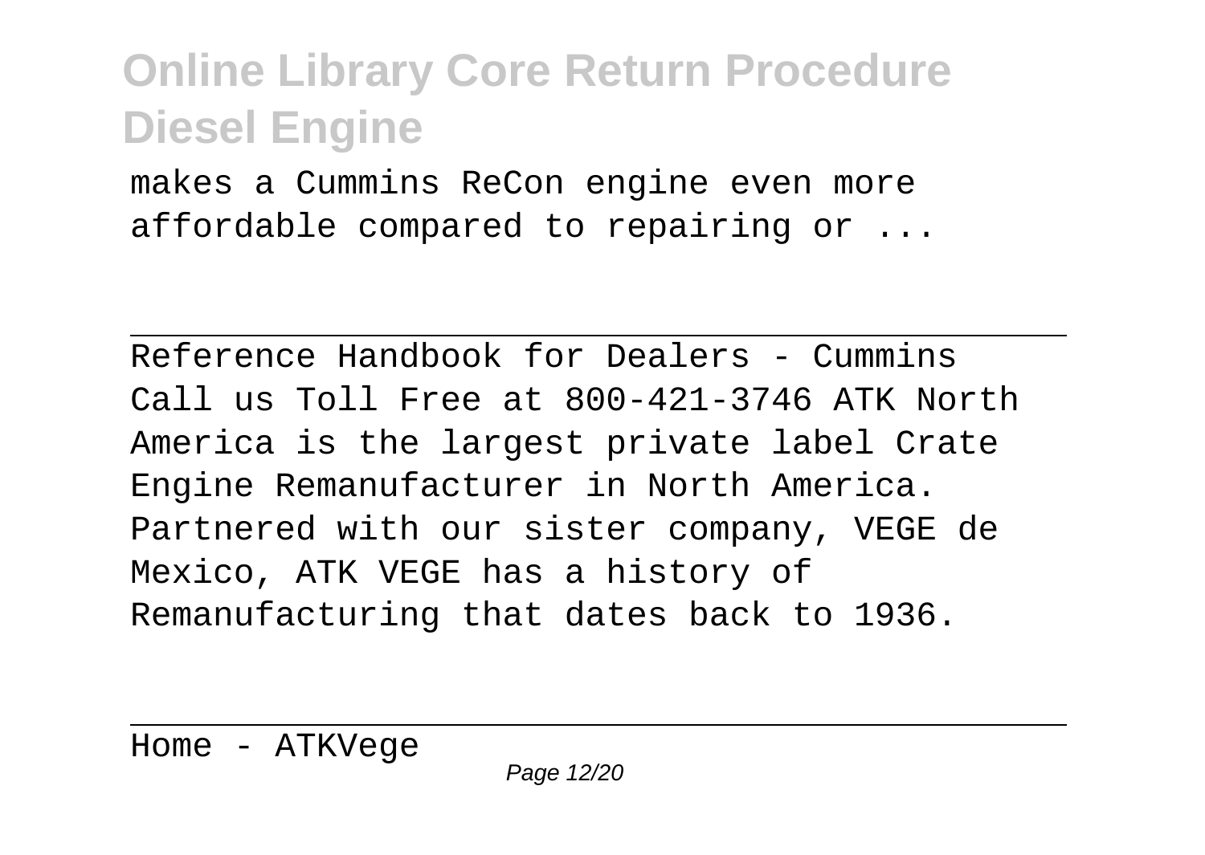makes a Cummins ReCon engine even more affordable compared to repairing or ...

Reference Handbook for Dealers - Cummins
Call us Toll Free at 800-421-3746 ATK North America is the largest private label Crate Engine Remanufacturer in North America. Partnered with our sister company, VEGE de Mexico, ATK VEGE has a history of Remanufacturing that dates back to 1936.

Home - ATKVege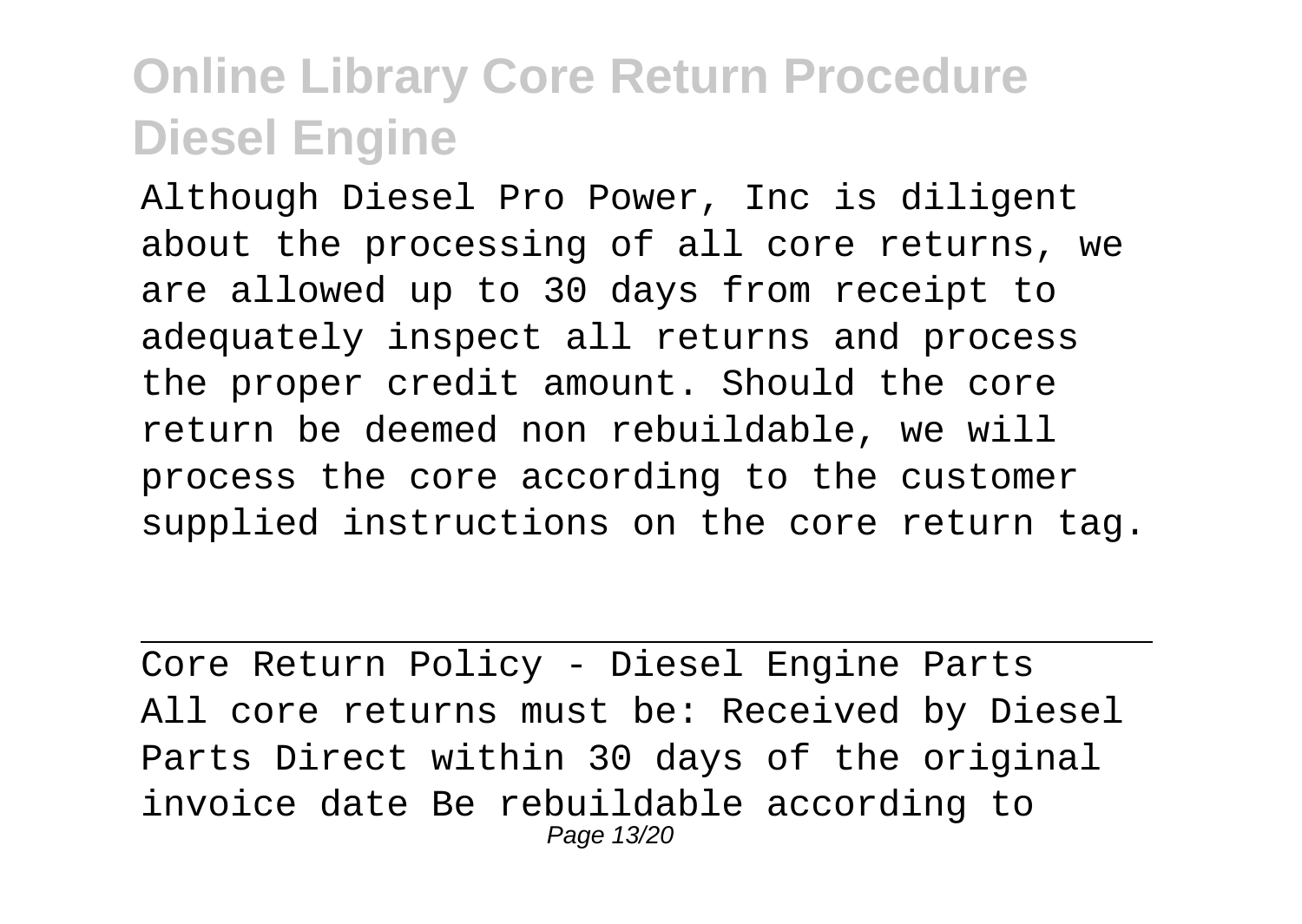Although Diesel Pro Power, Inc is diligent about the processing of all core returns, we are allowed up to 30 days from receipt to adequately inspect all returns and process the proper credit amount. Should the core return be deemed non rebuildable, we will process the core according to the customer supplied instructions on the core return tag.

---

Core Return Policy - Diesel Engine Parts

All core returns must be: Received by Diesel Parts Direct within 30 days of the original invoice date Be rebuildable according to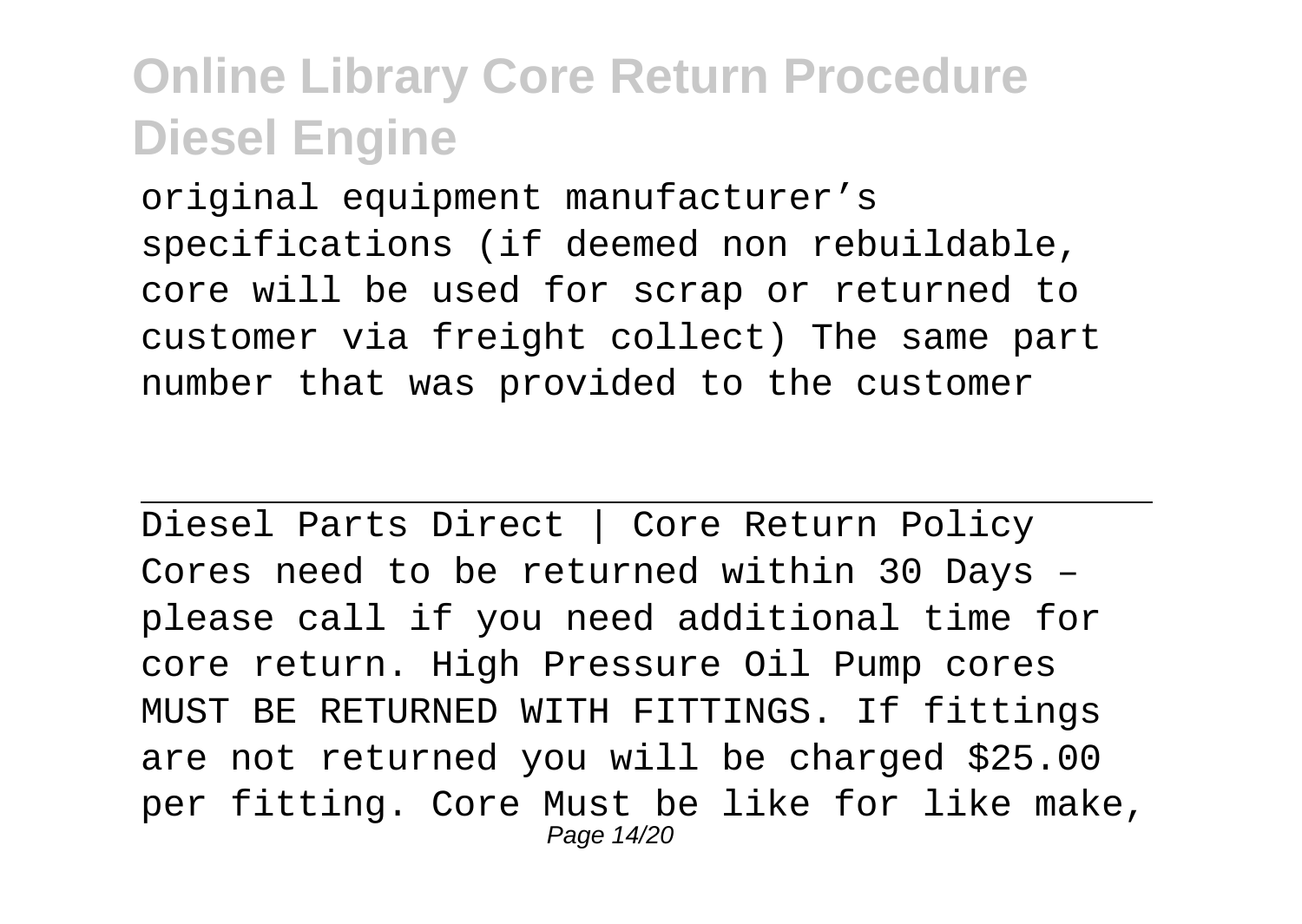original equipment manufacturer's specifications (if deemed non rebuildable, core will be used for scrap or returned to customer via freight collect) The same part number that was provided to the customer

---

Diesel Parts Direct | Core Return Policy

Cores need to be returned within 30 Days – please call if you need additional time for core return. High Pressure Oil Pump cores MUST BE RETURNED WITH FITTINGS. If fittings are not returned you will be charged $25.00 per fitting. Core Must be like for like make,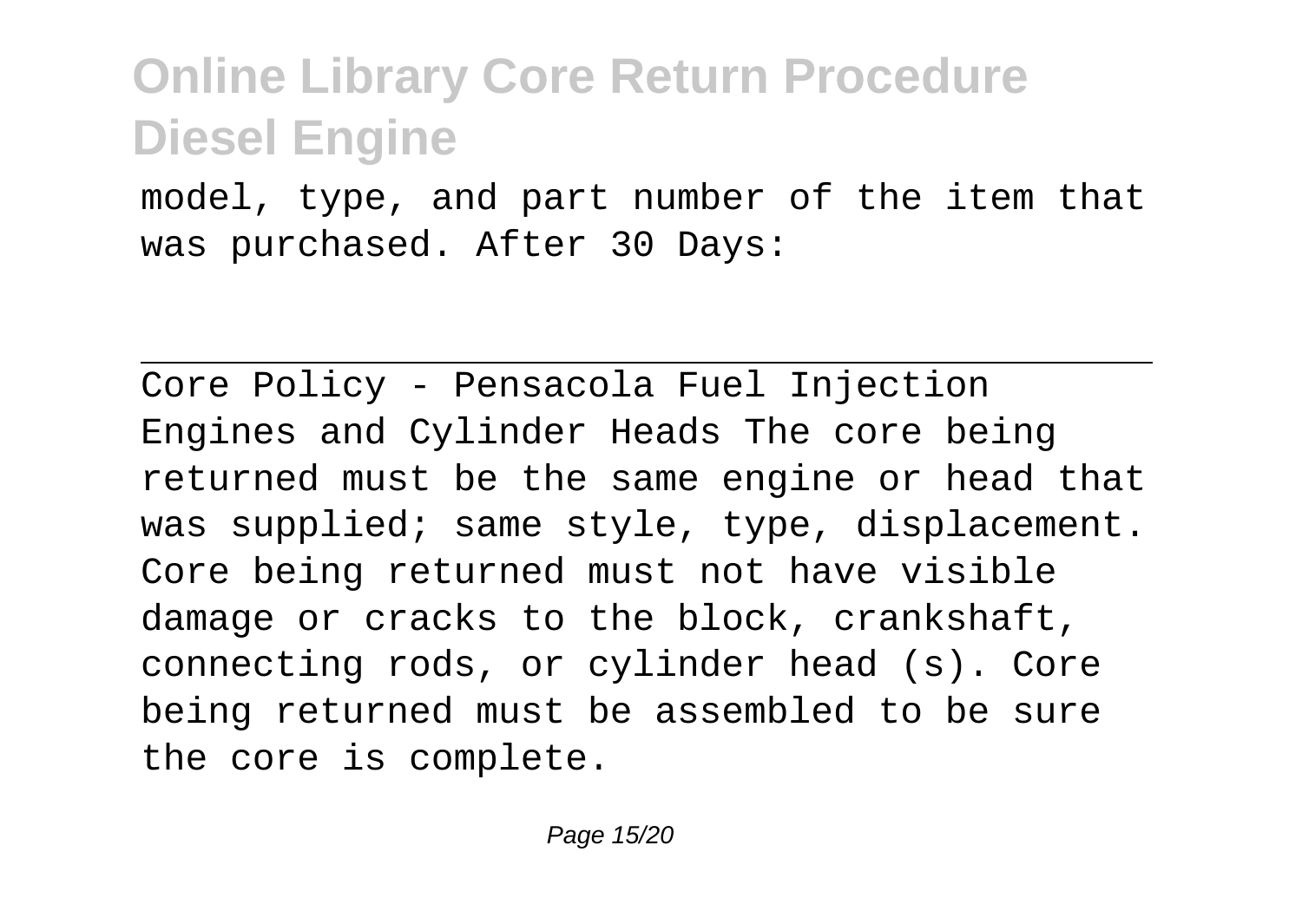model, type, and part number of the item that was purchased. After 30 Days:

---

Core Policy - Pensacola Fuel Injection
Engines and Cylinder Heads The core being returned must be the same engine or head that was supplied; same style, type, displacement. Core being returned must not have visible damage or cracks to the block, crankshaft, connecting rods, or cylinder head (s). Core being returned must be assembled to be sure the core is complete.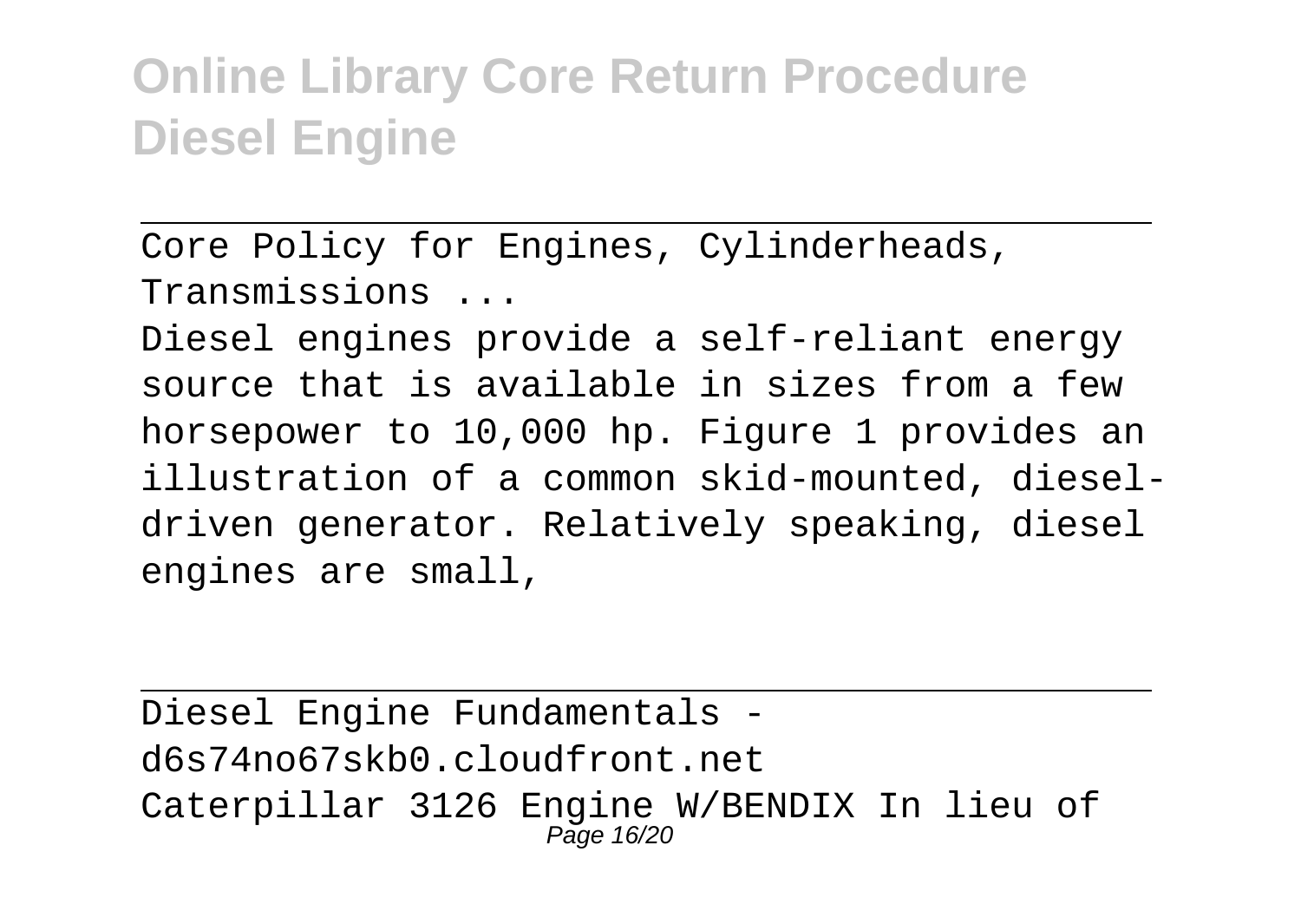Core Policy for Engines, Cylinderheads, Transmissions ...

Diesel engines provide a self-reliant energy source that is available in sizes from a few horsepower to 10,000 hp. Figure 1 provides an illustration of a common skid-mounted, diesel-driven generator. Relatively speaking, diesel engines are small,

Diesel Engine Fundamentals - d6s74no67skb0.cloudfront.net

Caterpillar 3126 Engine W/BENDIX In lieu of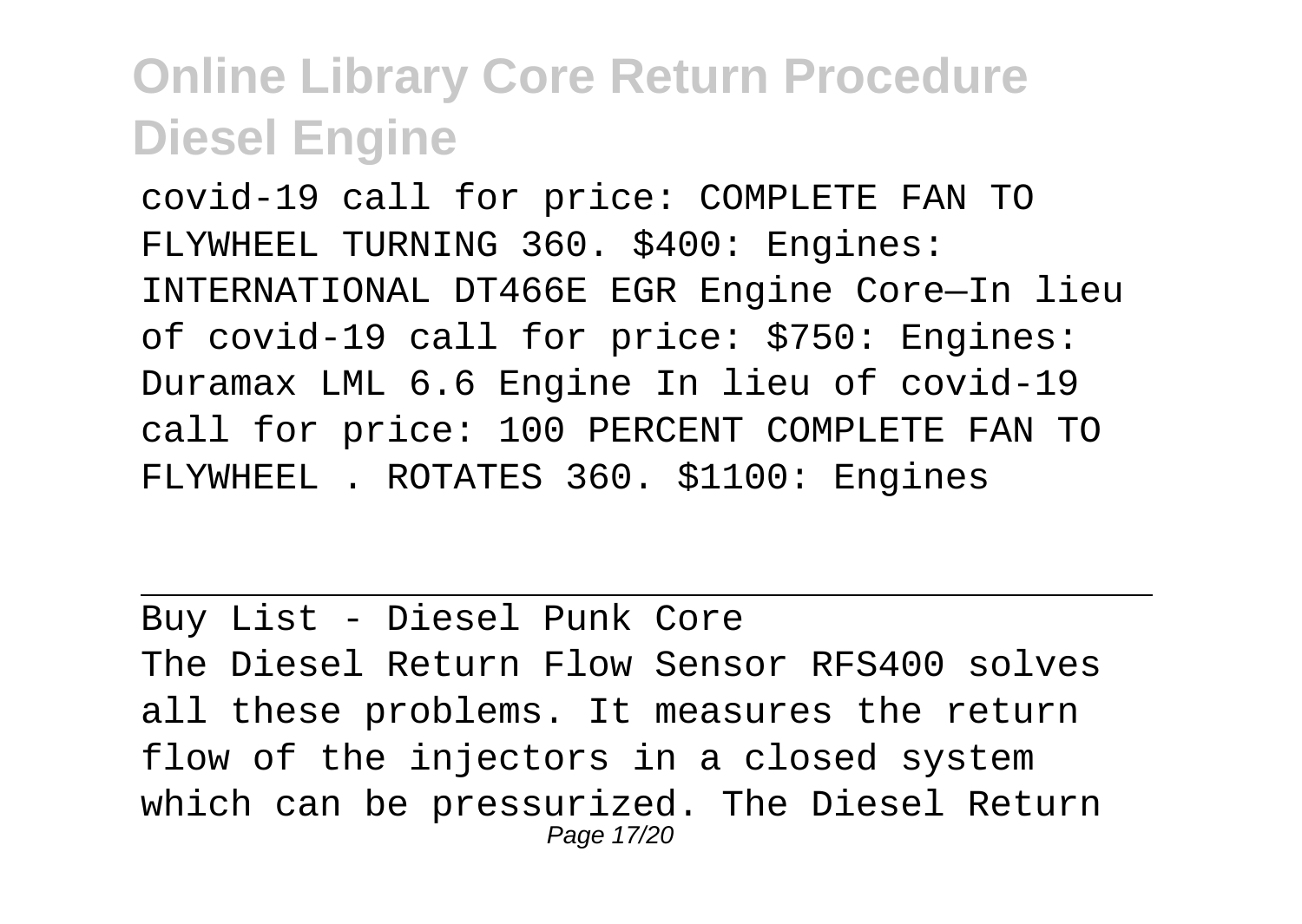covid-19 call for price: COMPLETE FAN TO FLYWHEEL TURNING 360. $400: Engines: INTERNATIONAL DT466E EGR Engine Core—In lieu of covid-19 call for price: $750: Engines: Duramax LML 6.6 Engine In lieu of covid-19 call for price: 100 PERCENT COMPLETE FAN TO FLYWHEEL . ROTATES 360. $1100: Engines

---

Buy List - Diesel Punk Core

The Diesel Return Flow Sensor RFS400 solves all these problems. It measures the return flow of the injectors in a closed system which can be pressurized. The Diesel Return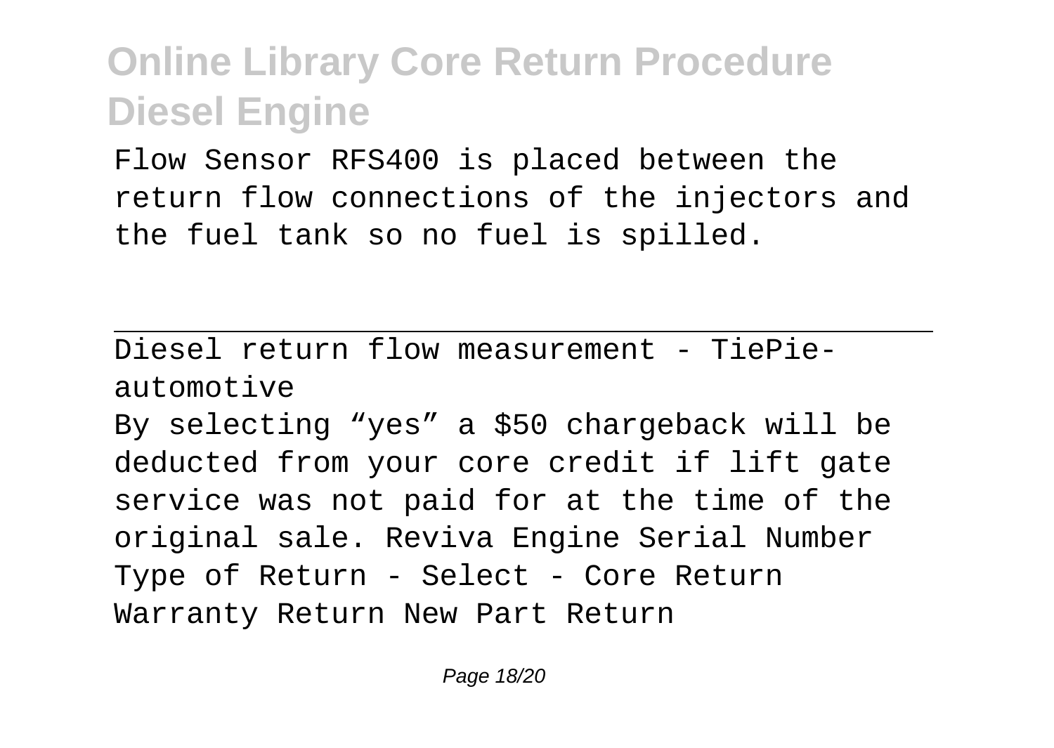Flow Sensor RFS400 is placed between the return flow connections of the injectors and the fuel tank so no fuel is spilled.

Diesel return flow measurement - TiePie-automotive

By selecting “yes” a $50 chargeback will be deducted from your core credit if lift gate service was not paid for at the time of the original sale. Reviva Engine Serial Number Type of Return - Select - Core Return Warranty Return New Part Return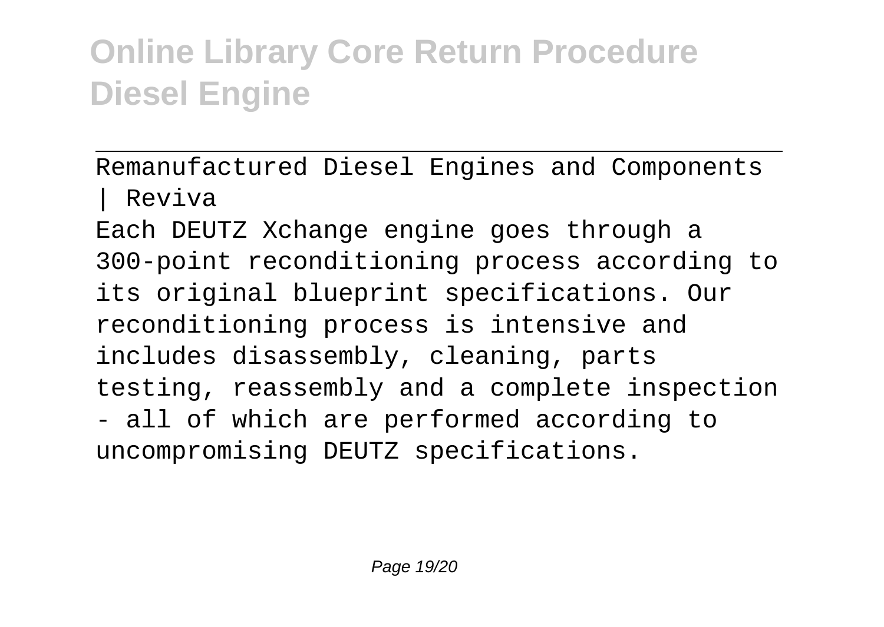Remanufactured Diesel Engines and Components | Reviva

Each DEUTZ Xchange engine goes through a 300-point reconditioning process according to its original blueprint specifications. Our reconditioning process is intensive and includes disassembly, cleaning, parts testing, reassembly and a complete inspection - all of which are performed according to uncompromising DEUTZ specifications.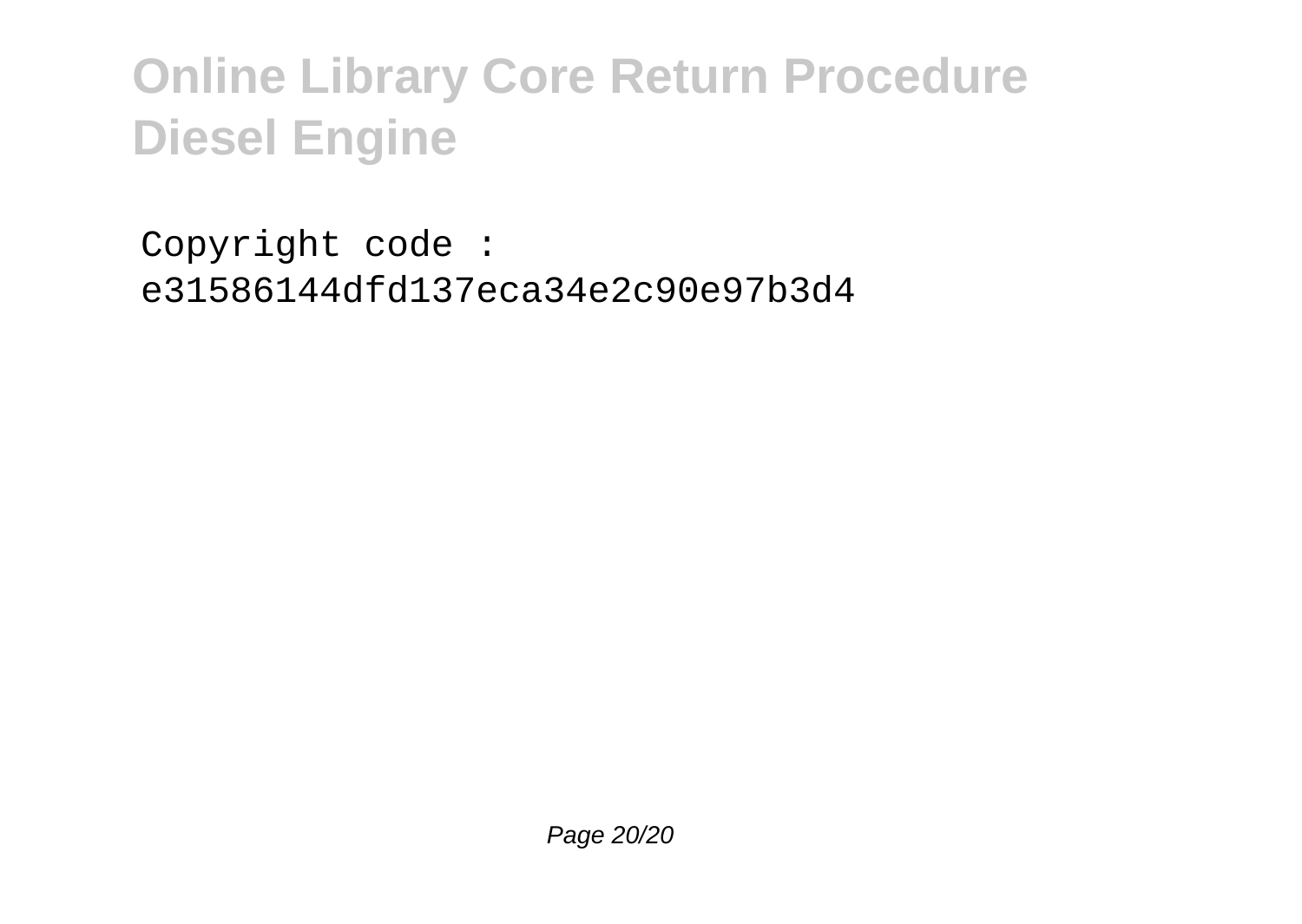Copyright code : e31586144dfd137eca34e2c90e97b3d4